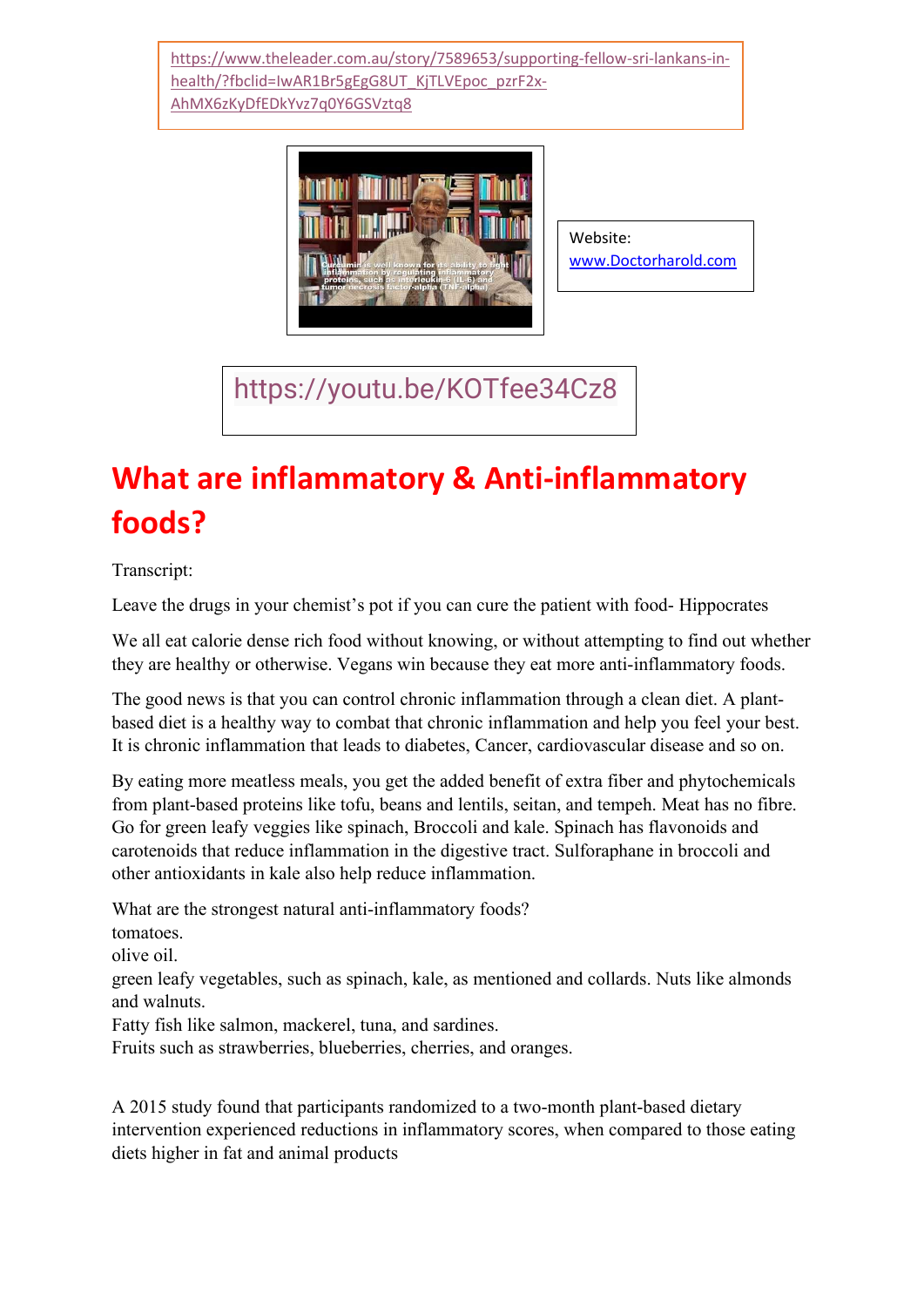https://www.theleader.com.au/story/7589653/supporting-fellow-sri-lankans-in-health/?fbclid=IwAR1Br5gEgG8UT_KjTLVEpoc_pzrF2x-AhMX6zKyDfEDkYvz7q0Y6GSVztq8

Website:
www.Doctorharold.com

https://youtu.be/KOTfee34Cz8

# What are inflammatory & Anti-inflammatory foods?

Transcript:

Leave the drugs in your chemist's pot if you can cure the patient with food- Hippocrates

We all eat calorie dense rich food without knowing, or without attempting to find out whether they are healthy or otherwise. Vegans win because they eat more anti-inflammatory foods.

The good news is that you can control chronic inflammation through a clean diet. A plant-based diet is a healthy way to combat that chronic inflammation and help you feel your best. It is chronic inflammation that leads to diabetes, Cancer, cardiovascular disease and so on.

By eating more meatless meals, you get the added benefit of extra fiber and phytochemicals from plant-based proteins like tofu, beans and lentils, seitan, and tempeh. Meat has no fibre. Go for green leafy veggies like spinach, Broccoli and kale. Spinach has flavonoids and carotenoids that reduce inflammation in the digestive tract. Sulforaphane in broccoli and other antioxidants in kale also help reduce inflammation.

What are the strongest natural anti-inflammatory foods?
tomatoes.
olive oil.
green leafy vegetables, such as spinach, kale, as mentioned and collards. Nuts like almonds and walnuts.
Fatty fish like salmon, mackerel, tuna, and sardines.
Fruits such as strawberries, blueberries, cherries, and oranges.

A 2015 study found that participants randomized to a two-month plant-based dietary intervention experienced reductions in inflammatory scores, when compared to those eating diets higher in fat and animal products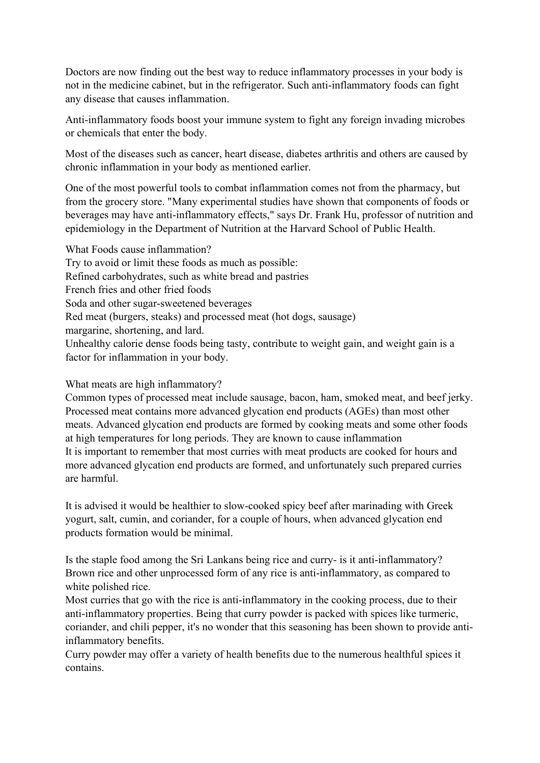Doctors are now finding out the best way to reduce inflammatory processes in your body is not in the medicine cabinet, but in the refrigerator. Such anti-inflammatory foods can fight any disease that causes inflammation.

Anti-inflammatory foods boost your immune system to fight any foreign invading microbes or chemicals that enter the body.

Most of the diseases such as cancer, heart disease, diabetes arthritis and others are caused by chronic inflammation in your body as mentioned earlier.

One of the most powerful tools to combat inflammation comes not from the pharmacy, but from the grocery store. "Many experimental studies have shown that components of foods or beverages may have anti-inflammatory effects," says Dr. Frank Hu, professor of nutrition and epidemiology in the Department of Nutrition at the Harvard School of Public Health.

What Foods cause inflammation?
Try to avoid or limit these foods as much as possible:
Refined carbohydrates, such as white bread and pastries
French fries and other fried foods
Soda and other sugar-sweetened beverages
Red meat (burgers, steaks) and processed meat (hot dogs, sausage)
margarine, shortening, and lard.
Unhealthy calorie dense foods being tasty, contribute to weight gain, and weight gain is a factor for inflammation in your body.

What meats are high inflammatory?
Common types of processed meat include sausage, bacon, ham, smoked meat, and beef jerky. Processed meat contains more advanced glycation end products (AGEs) than most other meats. Advanced glycation end products are formed by cooking meats and some other foods at high temperatures for long periods. They are known to cause inflammation
It is important to remember that most curries with meat products are cooked for hours and more advanced glycation end products are formed, and unfortunately such prepared curries are harmful.

It is advised it would be healthier to slow-cooked spicy beef after marinading with Greek yogurt, salt, cumin, and coriander, for a couple of hours, when advanced glycation end products formation would be minimal.

Is the staple food among the Sri Lankans being rice and curry- is it anti-inflammatory?
Brown rice and other unprocessed form of any rice is anti-inflammatory, as compared to white polished rice.
Most curries that go with the rice is anti-inflammatory in the cooking process, due to their anti-inflammatory properties. Being that curry powder is packed with spices like turmeric, coriander, and chili pepper, it's no wonder that this seasoning has been shown to provide anti-inflammatory benefits.
Curry powder may offer a variety of health benefits due to the numerous healthful spices it contains.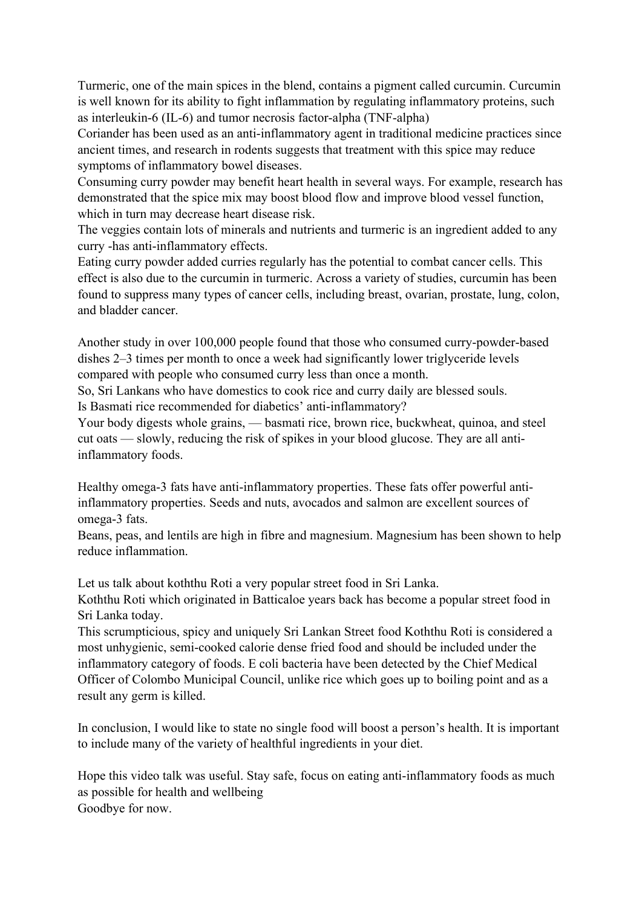Turmeric, one of the main spices in the blend, contains a pigment called curcumin. Curcumin is well known for its ability to fight inflammation by regulating inflammatory proteins, such as interleukin-6 (IL-6) and tumor necrosis factor-alpha (TNF-alpha)

Coriander has been used as an anti-inflammatory agent in traditional medicine practices since ancient times, and research in rodents suggests that treatment with this spice may reduce symptoms of inflammatory bowel diseases.

Consuming curry powder may benefit heart health in several ways. For example, research has demonstrated that the spice mix may boost blood flow and improve blood vessel function, which in turn may decrease heart disease risk.

The veggies contain lots of minerals and nutrients and turmeric is an ingredient added to any curry -has anti-inflammatory effects.

Eating curry powder added curries regularly has the potential to combat cancer cells. This effect is also due to the curcumin in turmeric. Across a variety of studies, curcumin has been found to suppress many types of cancer cells, including breast, ovarian, prostate, lung, colon, and bladder cancer.

Another study in over 100,000 people found that those who consumed curry-powder-based dishes 2–3 times per month to once a week had significantly lower triglyceride levels compared with people who consumed curry less than once a month.

So, Sri Lankans who have domestics to cook rice and curry daily are blessed souls.

Is Basmati rice recommended for diabetics' anti-inflammatory?

Your body digests whole grains, — basmati rice, brown rice, buckwheat, quinoa, and steel cut oats — slowly, reducing the risk of spikes in your blood glucose. They are all anti-inflammatory foods.

Healthy omega-3 fats have anti-inflammatory properties. These fats offer powerful anti-inflammatory properties. Seeds and nuts, avocados and salmon are excellent sources of omega-3 fats.

Beans, peas, and lentils are high in fibre and magnesium. Magnesium has been shown to help reduce inflammation.

Let us talk about koththu Roti a very popular street food in Sri Lanka.

Koththu Roti which originated in Batticaloe years back has become a popular street food in Sri Lanka today.

This scrumpticious, spicy and uniquely Sri Lankan Street food Koththu Roti is considered a most unhygienic, semi-cooked calorie dense fried food and should be included under the inflammatory category of foods. E coli bacteria have been detected by the Chief Medical Officer of Colombo Municipal Council, unlike rice which goes up to boiling point and as a result any germ is killed.

In conclusion, I would like to state no single food will boost a person's health. It is important to include many of the variety of healthful ingredients in your diet.

Hope this video talk was useful. Stay safe, focus on eating anti-inflammatory foods as much as possible for health and wellbeing

Goodbye for now.